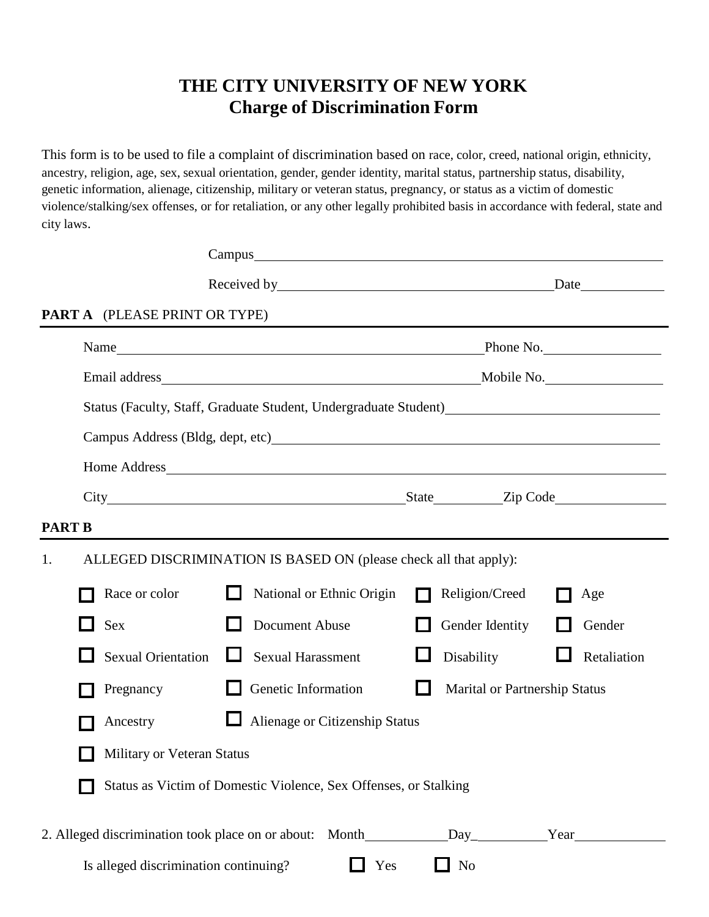# THE CITY UNIVERSITY OF NEW YORK
## Charge of Discrimination Form

This form is to be used to file a complaint of discrimination based on race, color, creed, national origin, ethnicity, ancestry, religion, age, sex, sexual orientation, gender, gender identity, marital status, partnership status, disability, genetic information, alienage, citizenship, military or veteran status, pregnancy, or status as a victim of domestic violence/stalking/sex offenses, or for retaliation, or any other legally prohibited basis in accordance with federal, state and city laws.

Campus ____________________________________________

Received by ______________________________ Date __________

**PART A** (PLEASE PRINT OR TYPE)

Name ____________________________________________ Phone No. ______________

Email address ______________________________________ Mobile No. ______________

Status (Faculty, Staff, Graduate Student, Undergraduate Student) ________________________

Campus Address (Bldg, dept, etc) ____________________________________________

Home Address ____________________________________________________________

City ________________________________ State ________ Zip Code ______________

**PART B**

1. ALLEGED DISCRIMINATION IS BASED ON (please check all that apply):

☐ Race or color ☐ National or Ethnic Origin ☐ Religion/Creed ☐ Age

☐ Sex ☐ Document Abuse ☐ Gender Identity ☐ Gender

☐ Sexual Orientation ☐ Sexual Harassment ☐ Disability ☐ Retaliation

☐ Pregnancy ☐ Genetic Information ☐ Marital or Partnership Status

☐ Ancestry ☐ Alienage or Citizenship Status

☐ Military or Veteran Status

☐ Status as Victim of Domestic Violence, Sex Offenses, or Stalking

2. Alleged discrimination took place on or about: Month __________ Day __________ Year __________

Is alleged discrimination continuing? ☐ Yes ☐ No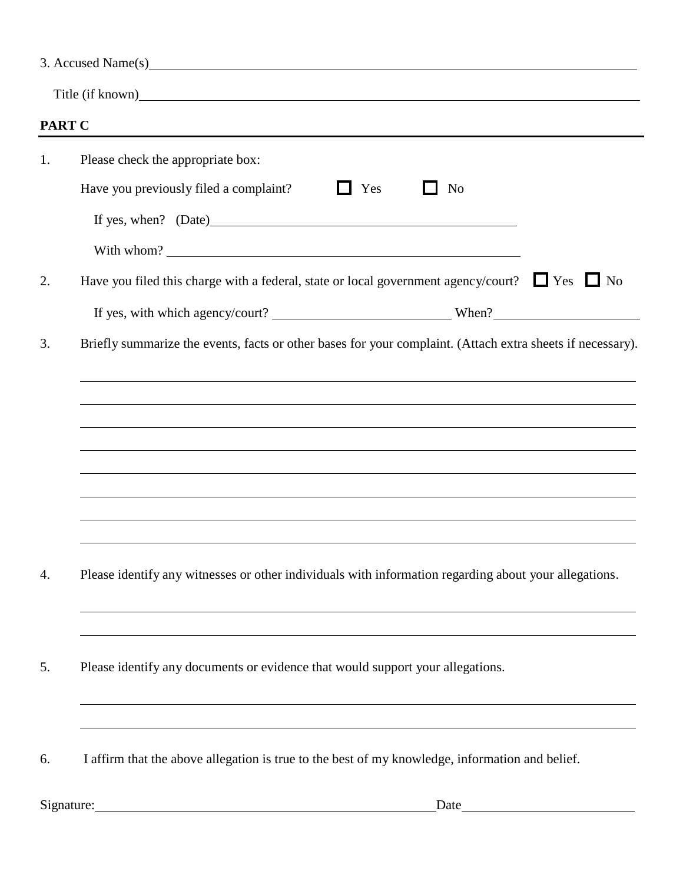3. Accused Name(s)\_\_\_\_\_\_\_\_\_\_\_\_\_\_\_\_\_\_\_\_\_\_\_\_\_\_\_\_\_\_\_\_\_\_\_\_\_\_\_\_\_\_\_\_\_\_\_\_\_\_\_\_\_\_\_\_

Title (if known)\_\_\_\_\_\_\_\_\_\_\_\_\_\_\_\_\_\_\_\_\_\_\_\_\_\_\_\_\_\_\_\_\_\_\_\_\_\_\_\_\_\_\_\_\_\_\_\_\_\_\_\_\_\_\_\_

## PART C

1. Please check the appropriate box:

   Have you previously filed a complaint? ☐ Yes ☐ No

   If yes, when? (Date)\_\_\_\_\_\_\_\_\_\_\_\_\_\_\_\_\_\_\_\_\_\_\_\_\_\_\_\_\_\_\_\_\_\_\_\_

   With whom? \_\_\_\_\_\_\_\_\_\_\_\_\_\_\_\_\_\_\_\_\_\_\_\_\_\_\_\_\_\_\_\_\_\_\_\_\_\_\_\_

2. Have you filed this charge with a federal, state or local government agency/court? ☐ Yes ☐ No

   If yes, with which agency/court? \_\_\_\_\_\_\_\_\_\_\_\_\_\_\_\_\_\_\_\_ When?\_\_\_\_\_\_\_\_\_\_\_\_\_\_\_\_\_\_

3. Briefly summarize the events, facts or other bases for your complaint. (Attach extra sheets if necessary).

   \_\_\_\_\_\_\_\_\_\_\_\_\_\_\_\_\_\_\_\_\_\_\_\_\_\_\_\_\_\_\_\_\_\_\_\_\_\_\_\_\_\_\_\_\_\_\_\_\_\_\_\_\_\_\_\_\_\_\_\_\_\_\_\_\_\_\_\_

   \_\_\_\_\_\_\_\_\_\_\_\_\_\_\_\_\_\_\_\_\_\_\_\_\_\_\_\_\_\_\_\_\_\_\_\_\_\_\_\_\_\_\_\_\_\_\_\_\_\_\_\_\_\_\_\_\_\_\_\_\_\_\_\_\_\_\_\_

   \_\_\_\_\_\_\_\_\_\_\_\_\_\_\_\_\_\_\_\_\_\_\_\_\_\_\_\_\_\_\_\_\_\_\_\_\_\_\_\_\_\_\_\_\_\_\_\_\_\_\_\_\_\_\_\_\_\_\_\_\_\_\_\_\_\_\_\_

   \_\_\_\_\_\_\_\_\_\_\_\_\_\_\_\_\_\_\_\_\_\_\_\_\_\_\_\_\_\_\_\_\_\_\_\_\_\_\_\_\_\_\_\_\_\_\_\_\_\_\_\_\_\_\_\_\_\_\_\_\_\_\_\_\_\_\_\_

   \_\_\_\_\_\_\_\_\_\_\_\_\_\_\_\_\_\_\_\_\_\_\_\_\_\_\_\_\_\_\_\_\_\_\_\_\_\_\_\_\_\_\_\_\_\_\_\_\_\_\_\_\_\_\_\_\_\_\_\_\_\_\_\_\_\_\_\_

   \_\_\_\_\_\_\_\_\_\_\_\_\_\_\_\_\_\_\_\_\_\_\_\_\_\_\_\_\_\_\_\_\_\_\_\_\_\_\_\_\_\_\_\_\_\_\_\_\_\_\_\_\_\_\_\_\_\_\_\_\_\_\_\_\_\_\_\_

   \_\_\_\_\_\_\_\_\_\_\_\_\_\_\_\_\_\_\_\_\_\_\_\_\_\_\_\_\_\_\_\_\_\_\_\_\_\_\_\_\_\_\_\_\_\_\_\_\_\_\_\_\_\_\_\_\_\_\_\_\_\_\_\_\_\_\_\_

   \_\_\_\_\_\_\_\_\_\_\_\_\_\_\_\_\_\_\_\_\_\_\_\_\_\_\_\_\_\_\_\_\_\_\_\_\_\_\_\_\_\_\_\_\_\_\_\_\_\_\_\_\_\_\_\_\_\_\_\_\_\_\_\_\_\_\_\_

4. Please identify any witnesses or other individuals with information regarding about your allegations.

   \_\_\_\_\_\_\_\_\_\_\_\_\_\_\_\_\_\_\_\_\_\_\_\_\_\_\_\_\_\_\_\_\_\_\_\_\_\_\_\_\_\_\_\_\_\_\_\_\_\_\_\_\_\_\_\_\_\_\_\_\_\_\_\_\_\_\_\_

   \_\_\_\_\_\_\_\_\_\_\_\_\_\_\_\_\_\_\_\_\_\_\_\_\_\_\_\_\_\_\_\_\_\_\_\_\_\_\_\_\_\_\_\_\_\_\_\_\_\_\_\_\_\_\_\_\_\_\_\_\_\_\_\_\_\_\_\_

5. Please identify any documents or evidence that would support your allegations.

   \_\_\_\_\_\_\_\_\_\_\_\_\_\_\_\_\_\_\_\_\_\_\_\_\_\_\_\_\_\_\_\_\_\_\_\_\_\_\_\_\_\_\_\_\_\_\_\_\_\_\_\_\_\_\_\_\_\_\_\_\_\_\_\_\_\_\_\_

   \_\_\_\_\_\_\_\_\_\_\_\_\_\_\_\_\_\_\_\_\_\_\_\_\_\_\_\_\_\_\_\_\_\_\_\_\_\_\_\_\_\_\_\_\_\_\_\_\_\_\_\_\_\_\_\_\_\_\_\_\_\_\_\_\_\_\_\_

6. I affirm that the above allegation is true to the best of my knowledge, information and belief.

Signature:\_\_\_\_\_\_\_\_\_\_\_\_\_\_\_\_\_\_\_\_\_\_\_\_\_\_\_\_\_\_\_\_\_\_\_\_\_\_\_\_ Date\_\_\_\_\_\_\_\_\_\_\_\_\_\_\_\_\_\_\_\_